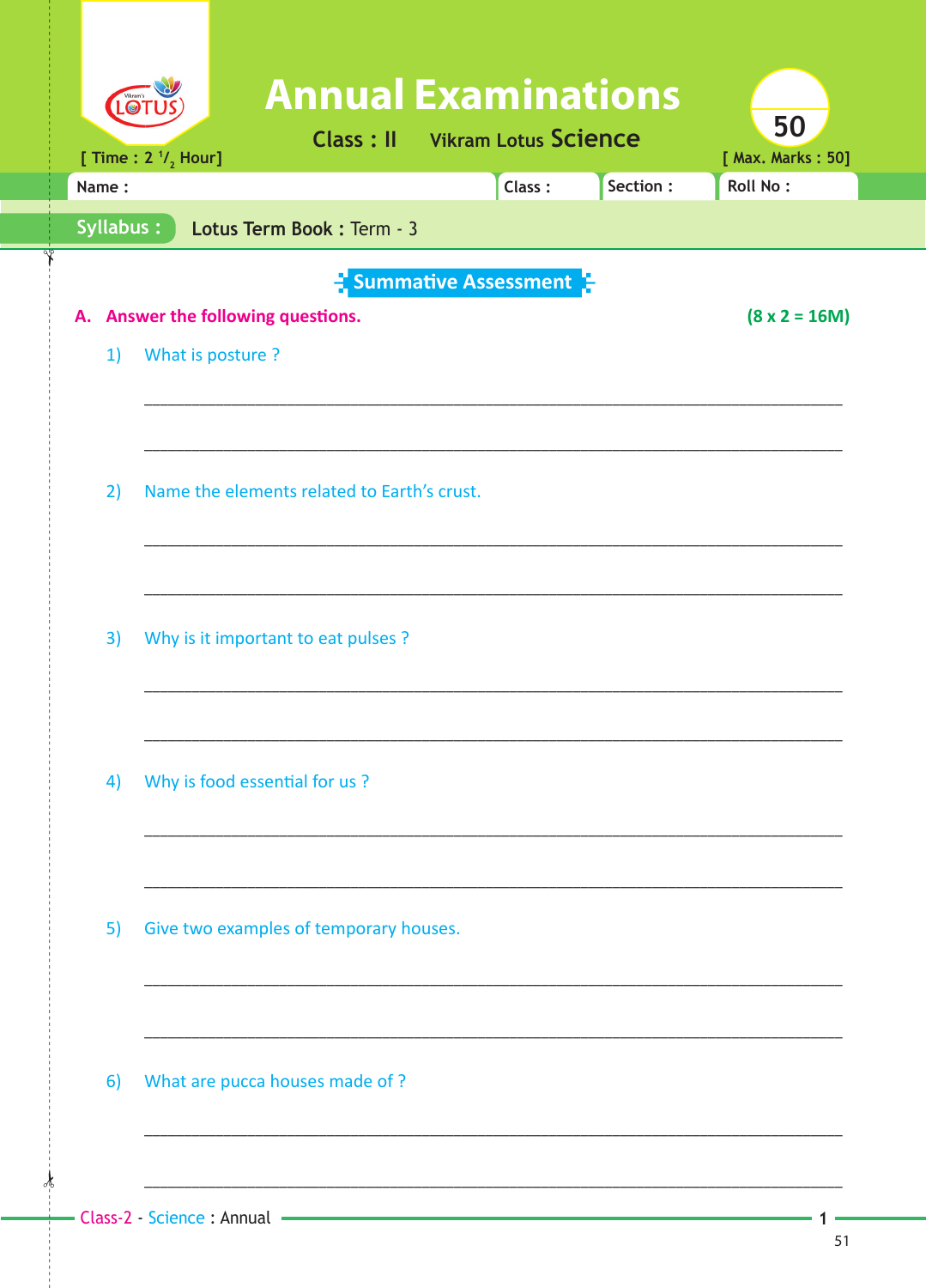# Annual Examinations

**Class : II** Vikram Lotus **Science**

[ Time : 2 $^{1}/_{2}$ Hour] [ Max. Marks : 50]

Name : | Class : | Section : | Roll No :

**Syllabus :** **Lotus Term Book :** Term - 3

## Summative Assessment

**A. Answer the following questions.** **(8 x 2 = 16M)**

1) What is posture ?

______________________________________________________________________

______________________________________________________________________

2) Name the elements related to Earth's crust.

______________________________________________________________________

______________________________________________________________________

3) Why is it important to eat pulses ?

______________________________________________________________________

______________________________________________________________________

4) Why is food essential for us ?

______________________________________________________________________

______________________________________________________________________

5) Give two examples of temporary houses.

______________________________________________________________________

______________________________________________________________________

6) What are pucca houses made of ?

______________________________________________________________________

______________________________________________________________________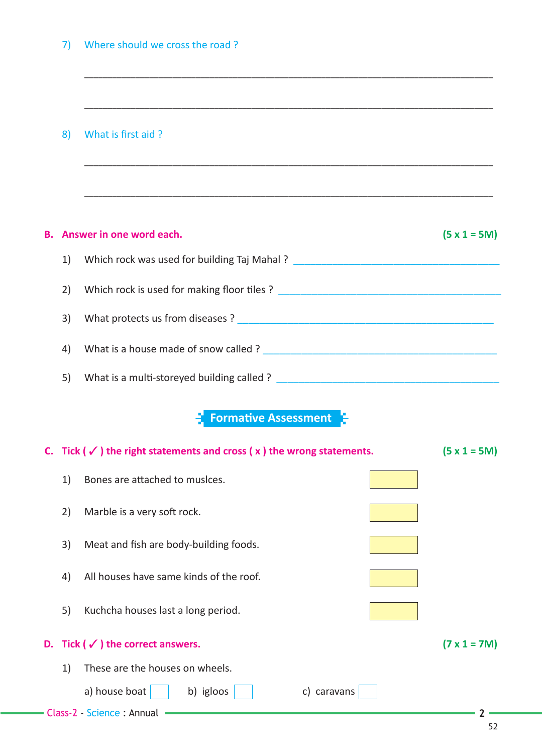7) Where should we cross the road ?

______________________________________________________________________

______________________________________________________________________

8) What is first aid ?

______________________________________________________________________

______________________________________________________________________

**B. Answer in one word each.** **(5 x 1 = 5M)**

1) Which rock was used for building Taj Mahal ? ____________________

2) Which rock is used for making floor tiles ? ____________________

3) What protects us from diseases ? ____________________

4) What is a house made of snow called ? ____________________

5) What is a multi-storeyed building called ? ____________________

## Formative Assessment

**C. Tick ( ✓ ) the right statements and cross ( x ) the wrong statements.** **(5 x 1 = 5M)**

1) Bones are attached to muslces. [ ]

2) Marble is a very soft rock. [ ]

3) Meat and fish are body-building foods. [ ]

4) All houses have same kinds of the roof. [ ]

5) Kuchcha houses last a long period. [ ]

**D. Tick ( ✓ ) the correct answers.** **(7 x 1 = 7M)**

1) These are the houses on wheels.

a) house boat [ ] b) igloos [ ] c) caravans [ ]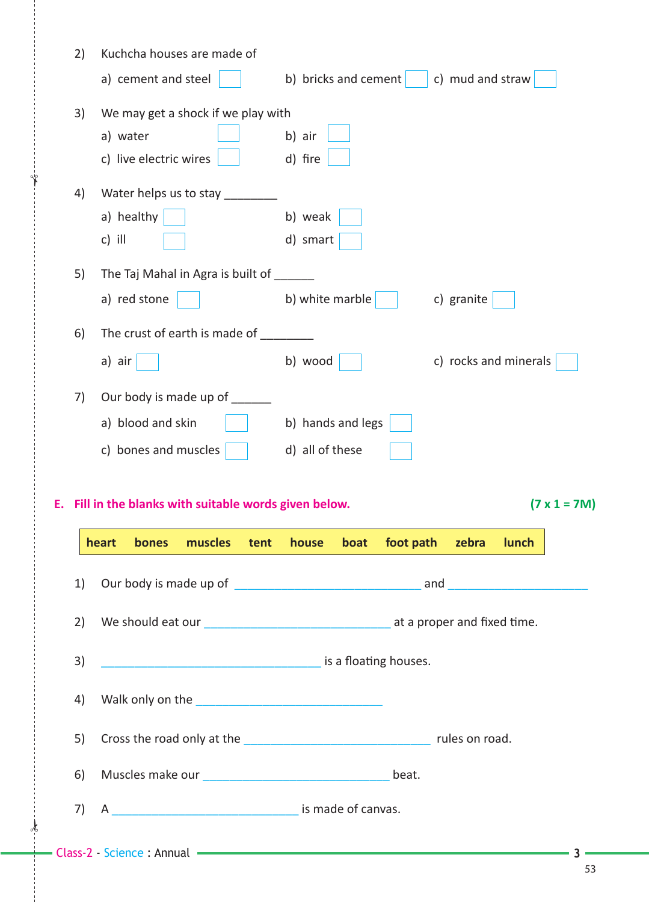2) Kuchcha houses are made of

a) cement and steel ☐ b) bricks and cement ☐ c) mud and straw ☐

3) We may get a shock if we play with

a) water ☐ b) air ☐

c) live electric wires ☐ d) fire ☐

4) Water helps us to stay ________

a) healthy ☐ b) weak ☐

c) ill ☐ d) smart ☐

5) The Taj Mahal in Agra is built of ______

a) red stone ☐ b) white marble ☐ c) granite ☐

6) The crust of earth is made of ________

a) air ☐ b) wood ☐ c) rocks and minerals ☐

7) Our body is made up of ______

a) blood and skin ☐ b) hands and legs ☐

c) bones and muscles ☐ d) all of these ☐

**E. Fill in the blanks with suitable words given below.** **(7 x 1 = 7M)**

| heart | bones | muscles | tent | house | boat | foot path | zebra | lunch |
|---|---|---|---|---|---|---|---|---|

1) Our body is made up of ______________________________ and ______________________

2) We should eat our ______________________________ at a proper and fixed time.

3) ___________________________________ is a floating houses.

4) Walk only on the ______________________________

5) Cross the road only at the ______________________________ rules on road.

6) Muscles make our ______________________________ beat.

7) A ______________________________ is made of canvas.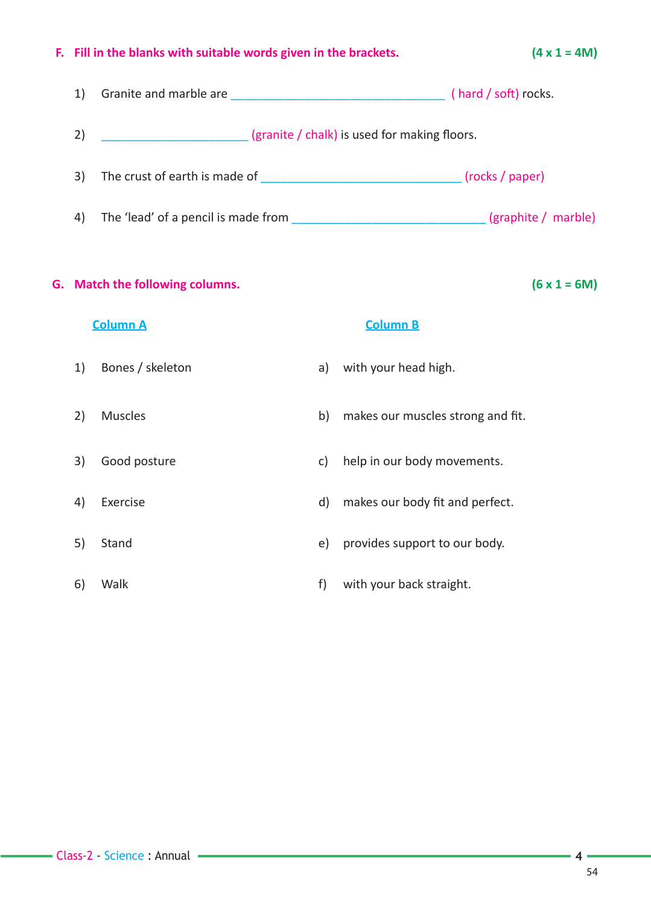**F. Fill in the blanks with suitable words given in the brackets.** **(4 x 1 = 4M)**

1) Granite and marble are ________________________________ ( hard / soft) rocks.

2) ______________________ (granite / chalk) is used for making floors.

3) The crust of earth is made of ______________________________ (rocks / paper)

4) The 'lead' of a pencil is made from _____________________________ (graphite / marble)

**G. Match the following columns.** **(6 x 1 = 6M)**

| Column A | Column B |
|---|---|
| 1) Bones / skeleton | a) with your head high. |
| 2) Muscles | b) makes our muscles strong and fit. |
| 3) Good posture | c) help in our body movements. |
| 4) Exercise | d) makes our body fit and perfect. |
| 5) Stand | e) provides support to our body. |
| 6) Walk | f) with your back straight. |